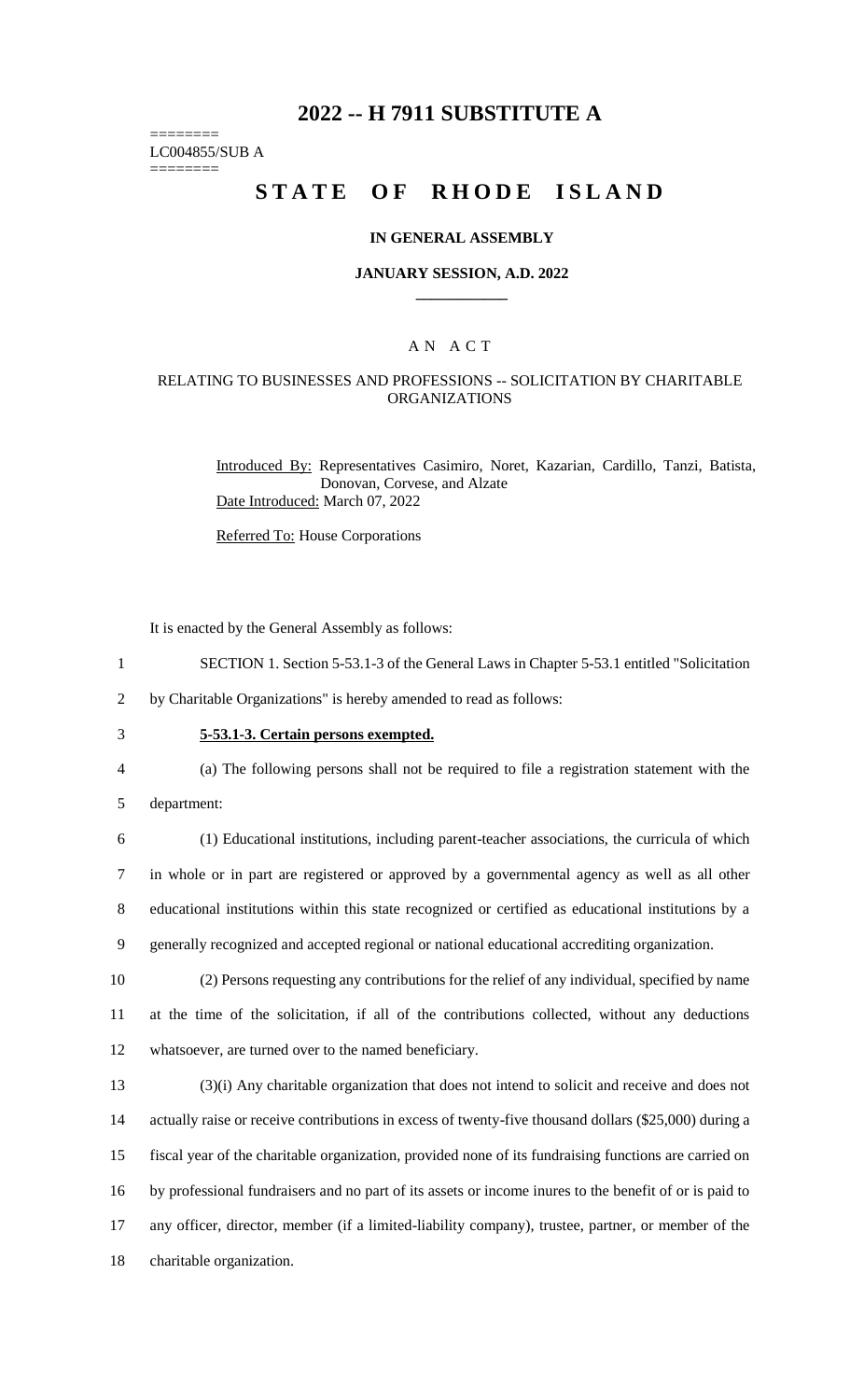# 2022 -- H 7911 SUBSTITUTE A

========
LC004855/SUB A
========

# STATE OF RHODE ISLAND

## IN GENERAL ASSEMBLY

### JANUARY SESSION, A.D. 2022

---

## A N A C T

### RELATING TO BUSINESSES AND PROFESSIONS -- SOLICITATION BY CHARITABLE ORGANIZATIONS

Introduced By: Representatives Casimiro, Noret, Kazarian, Cardillo, Tanzi, Batista, Donovan, Corvese, and Alzate

Date Introduced: March 07, 2022

Referred To: House Corporations

It is enacted by the General Assembly as follows:

1 SECTION 1. Section 5-53.1-3 of the General Laws in Chapter 5-53.1 entitled "Solicitation
2 by Charitable Organizations" is hereby amended to read as follows:

3 **5-53.1-3. Certain persons exempted.**

4 (a) The following persons shall not be required to file a registration statement with the
5 department:

6 (1) Educational institutions, including parent-teacher associations, the curricula of which
7 in whole or in part are registered or approved by a governmental agency as well as all other
8 educational institutions within this state recognized or certified as educational institutions by a
9 generally recognized and accepted regional or national educational accrediting organization.

10 (2) Persons requesting any contributions for the relief of any individual, specified by name
11 at the time of the solicitation, if all of the contributions collected, without any deductions
12 whatsoever, are turned over to the named beneficiary.

13 (3)(i) Any charitable organization that does not intend to solicit and receive and does not
14 actually raise or receive contributions in excess of twenty-five thousand dollars ($25,000) during a
15 fiscal year of the charitable organization, provided none of its fundraising functions are carried on
16 by professional fundraisers and no part of its assets or income inures to the benefit of or is paid to
17 any officer, director, member (if a limited-liability company), trustee, partner, or member of the
18 charitable organization.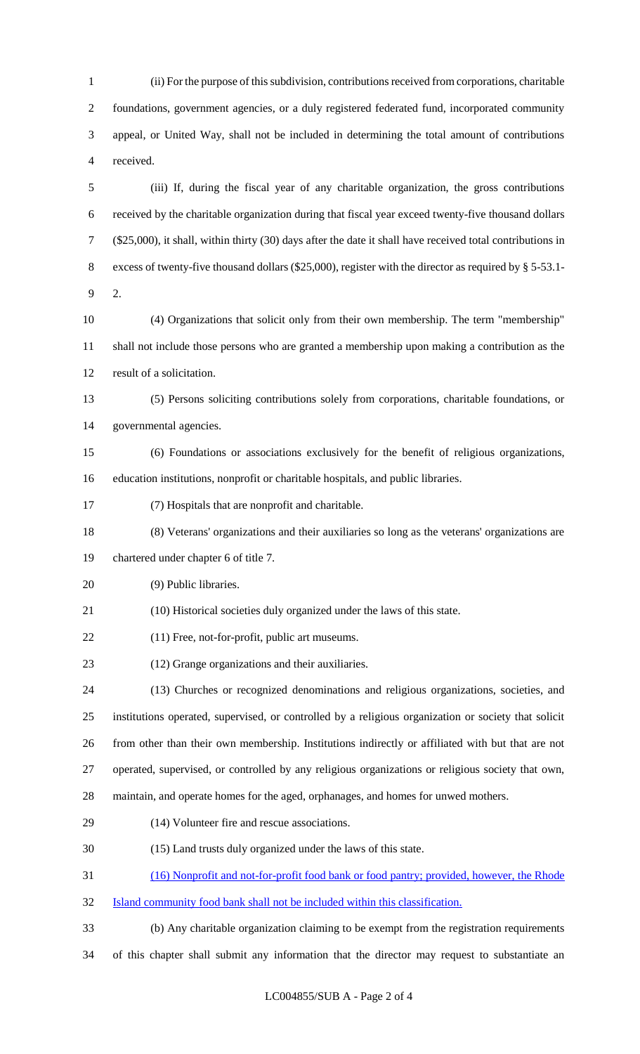(ii) For the purpose of this subdivision, contributions received from corporations, charitable foundations, government agencies, or a duly registered federated fund, incorporated community appeal, or United Way, shall not be included in determining the total amount of contributions received.

(iii) If, during the fiscal year of any charitable organization, the gross contributions received by the charitable organization during that fiscal year exceed twenty-five thousand dollars ($25,000), it shall, within thirty (30) days after the date it shall have received total contributions in excess of twenty-five thousand dollars ($25,000), register with the director as required by § 5-53.1-2.

(4) Organizations that solicit only from their own membership. The term "membership" shall not include those persons who are granted a membership upon making a contribution as the result of a solicitation.

(5) Persons soliciting contributions solely from corporations, charitable foundations, or governmental agencies.

(6) Foundations or associations exclusively for the benefit of religious organizations, education institutions, nonprofit or charitable hospitals, and public libraries.

(7) Hospitals that are nonprofit and charitable.

(8) Veterans' organizations and their auxiliaries so long as the veterans' organizations are chartered under chapter 6 of title 7.

(9) Public libraries.

(10) Historical societies duly organized under the laws of this state.

(11) Free, not-for-profit, public art museums.

(12) Grange organizations and their auxiliaries.

(13) Churches or recognized denominations and religious organizations, societies, and institutions operated, supervised, or controlled by a religious organization or society that solicit from other than their own membership. Institutions indirectly or affiliated with but that are not operated, supervised, or controlled by any religious organizations or religious society that own, maintain, and operate homes for the aged, orphanages, and homes for unwed mothers.

(14) Volunteer fire and rescue associations.

(15) Land trusts duly organized under the laws of this state.

<u>(16) Nonprofit and not-for-profit food bank or food pantry; provided, however, the Rhode Island community food bank shall not be included within this classification.</u>

(b) Any charitable organization claiming to be exempt from the registration requirements of this chapter shall submit any information that the director may request to substantiate an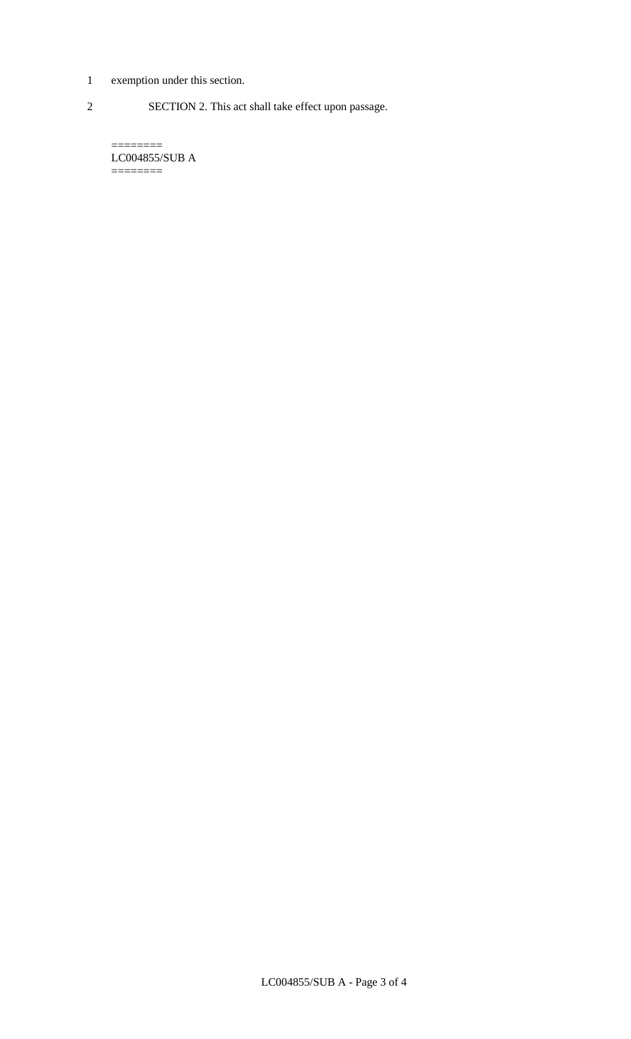exemption under this section.

SECTION 2. This act shall take effect upon passage.

========
LC004855/SUB A
========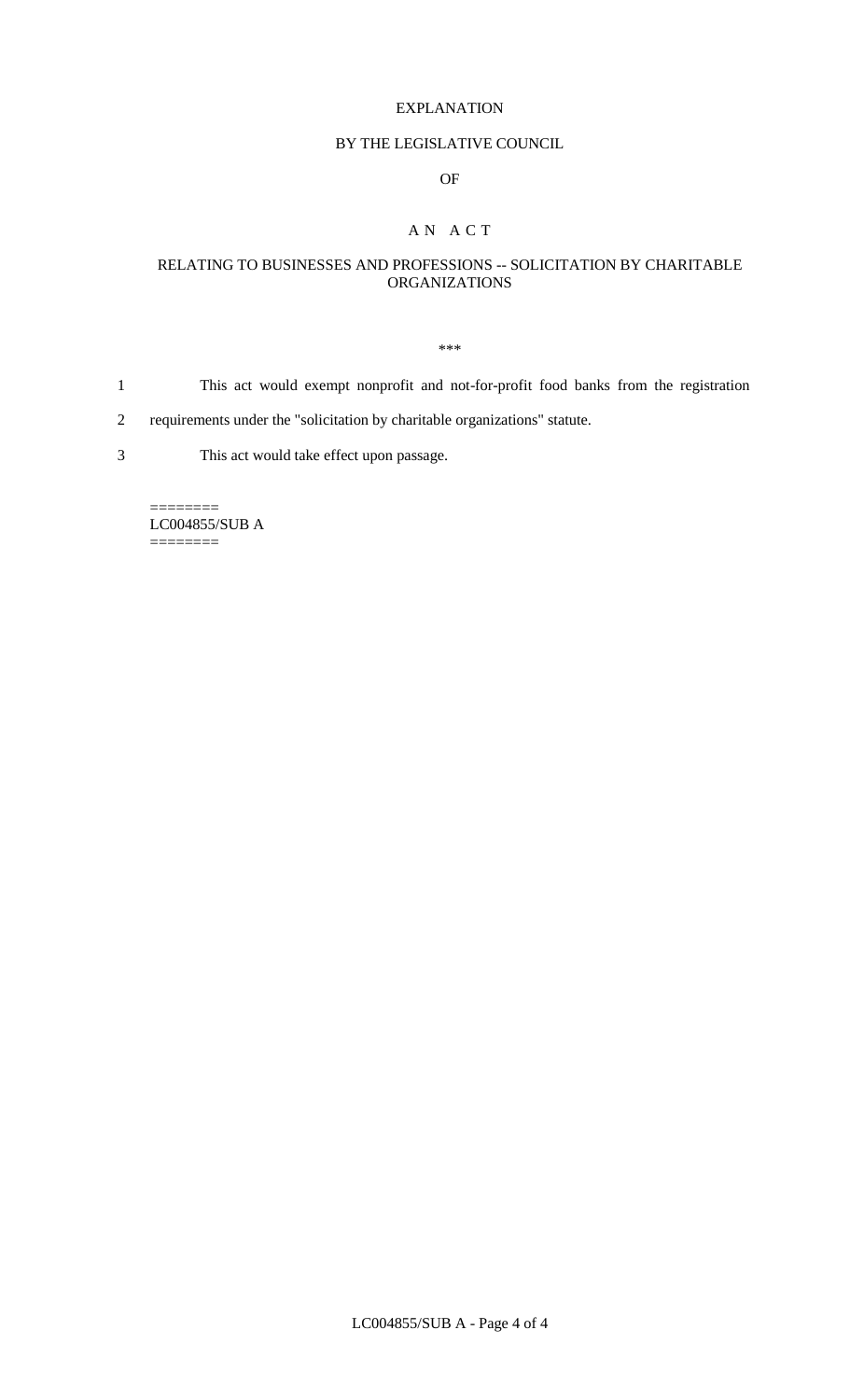EXPLANATION

BY THE LEGISLATIVE COUNCIL

OF

# A N A C T

RELATING TO BUSINESSES AND PROFESSIONS -- SOLICITATION BY CHARITABLE ORGANIZATIONS

\*\*\*

1 This act would exempt nonprofit and not-for-profit food banks from the registration
2 requirements under the "solicitation by charitable organizations" statute.
3 This act would take effect upon passage.

========
LC004855/SUB A
========